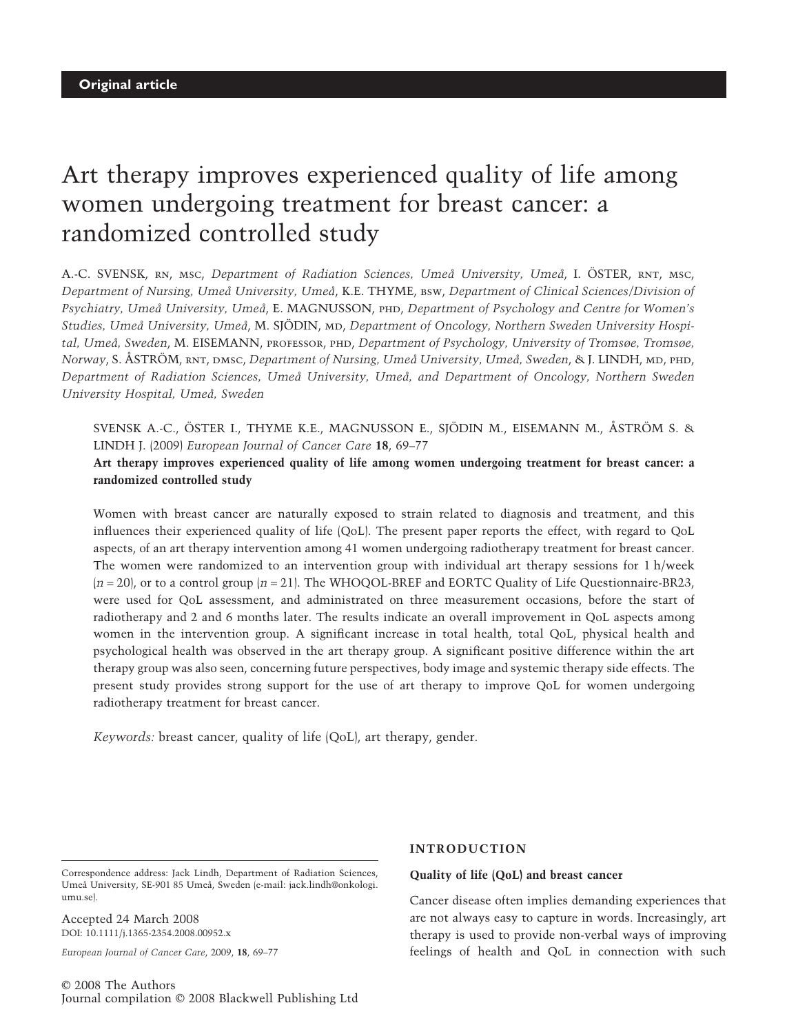**Original article**

# Art therapy improves experienced quality of life among women undergoing treatment for breast cancer: a randomized controlled study

A.-C. SVENSK, RN, MSC, *Department of Radiation Sciences, Umeå University, Umeå*, I. ÖSTER, RNT, MSC, *Department of Nursing, Umeå University, Umeå*, K.E. THYME, BSW, *Department of Clinical Sciences/Division of Psychiatry, Umeå University, Umeå*, E. MAGNUSSON, PHD, *Department of Psychology and Centre for Women's Studies, Umeå University, Umeå*, M. SJÖDIN, MD, *Department of Oncology, Northern Sweden University Hospital, Umeå, Sweden*, M. EISEMANN, PROFESSOR, PHD, *Department of Psychology, University of Tromsøe, Tromsøe, Norway*, S. ÅSTRÖM, RNT, DMSC, *Department of Nursing, Umeå University, Umeå, Sweden*, & J. LINDH, MD, PHD, *Department of Radiation Sciences, Umeå University, Umeå, and Department of Oncology, Northern Sweden University Hospital, Umeå, Sweden*

SVENSK A.-C., ÖSTER I., THYME K.E., MAGNUSSON E., SJÖDIN M., EISEMANN M., ÅSTRÖM S. & LINDH J. (2009) *European Journal of Cancer Care* **18**, 69–77

**Art therapy improves experienced quality of life among women undergoing treatment for breast cancer: a randomized controlled study**

Women with breast cancer are naturally exposed to strain related to diagnosis and treatment, and this influences their experienced quality of life (QoL). The present paper reports the effect, with regard to QoL aspects, of an art therapy intervention among 41 women undergoing radiotherapy treatment for breast cancer. The women were randomized to an intervention group with individual art therapy sessions for 1 h/week ($n = 20$), or to a control group ($n = 21$). The WHOQOL-BREF and EORTC Quality of Life Questionnaire-BR23, were used for QoL assessment, and administrated on three measurement occasions, before the start of radiotherapy and 2 and 6 months later. The results indicate an overall improvement in QoL aspects among women in the intervention group. A significant increase in total health, total QoL, physical health and psychological health was observed in the art therapy group. A significant positive difference within the art therapy group was also seen, concerning future perspectives, body image and systemic therapy side effects. The present study provides strong support for the use of art therapy to improve QoL for women undergoing radiotherapy treatment for breast cancer.

*Keywords:* breast cancer, quality of life (QoL), art therapy, gender.

Correspondence address: Jack Lindh, Department of Radiation Sciences, Umeå University, SE-901 85 Umeå, Sweden (e-mail: jack.lindh@onkologi.umu.se).

Accepted 24 March 2008
DOI: 10.1111/j.1365-2354.2008.00952.x

## INTRODUCTION

### Quality of life (QoL) and breast cancer

Cancer disease often implies demanding experiences that are not always easy to capture in words. Increasingly, art therapy is used to provide non-verbal ways of improving feelings of health and QoL in connection with such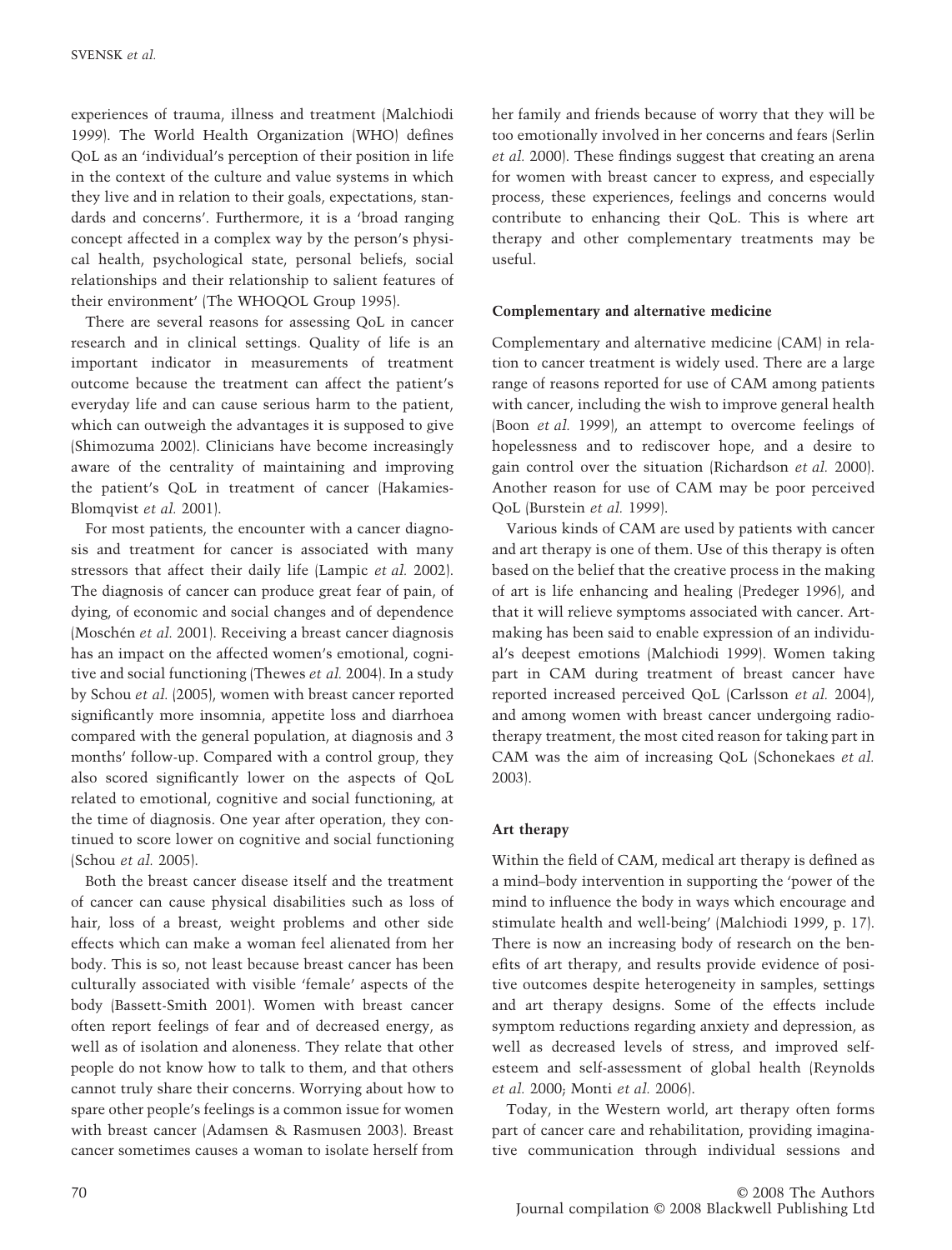experiences of trauma, illness and treatment (Malchiodi 1999). The World Health Organization (WHO) defines QoL as an 'individual's perception of their position in life in the context of the culture and value systems in which they live and in relation to their goals, expectations, standards and concerns'. Furthermore, it is a 'broad ranging concept affected in a complex way by the person's physical health, psychological state, personal beliefs, social relationships and their relationship to salient features of their environment' (The WHOQOL Group 1995).

There are several reasons for assessing QoL in cancer research and in clinical settings. Quality of life is an important indicator in measurements of treatment outcome because the treatment can affect the patient's everyday life and can cause serious harm to the patient, which can outweigh the advantages it is supposed to give (Shimozuma 2002). Clinicians have become increasingly aware of the centrality of maintaining and improving the patient's QoL in treatment of cancer (Hakamies-Blomqvist *et al.* 2001).

For most patients, the encounter with a cancer diagnosis and treatment for cancer is associated with many stressors that affect their daily life (Lampic *et al.* 2002). The diagnosis of cancer can produce great fear of pain, of dying, of economic and social changes and of dependence (Moschén *et al.* 2001). Receiving a breast cancer diagnosis has an impact on the affected women's emotional, cognitive and social functioning (Thewes *et al.* 2004). In a study by Schou *et al.* (2005), women with breast cancer reported significantly more insomnia, appetite loss and diarrhoea compared with the general population, at diagnosis and 3 months' follow-up. Compared with a control group, they also scored significantly lower on the aspects of QoL related to emotional, cognitive and social functioning, at the time of diagnosis. One year after operation, they continued to score lower on cognitive and social functioning (Schou *et al.* 2005).

Both the breast cancer disease itself and the treatment of cancer can cause physical disabilities such as loss of hair, loss of a breast, weight problems and other side effects which can make a woman feel alienated from her body. This is so, not least because breast cancer has been culturally associated with visible 'female' aspects of the body (Bassett-Smith 2001). Women with breast cancer often report feelings of fear and of decreased energy, as well as of isolation and aloneness. They relate that other people do not know how to talk to them, and that others cannot truly share their concerns. Worrying about how to spare other people's feelings is a common issue for women with breast cancer (Adamsen & Rasmusen 2003). Breast cancer sometimes causes a woman to isolate herself from her family and friends because of worry that they will be too emotionally involved in her concerns and fears (Serlin *et al.* 2000). These findings suggest that creating an arena for women with breast cancer to express, and especially process, these experiences, feelings and concerns would contribute to enhancing their QoL. This is where art therapy and other complementary treatments may be useful.

### Complementary and alternative medicine

Complementary and alternative medicine (CAM) in relation to cancer treatment is widely used. There are a large range of reasons reported for use of CAM among patients with cancer, including the wish to improve general health (Boon *et al.* 1999), an attempt to overcome feelings of hopelessness and to rediscover hope, and a desire to gain control over the situation (Richardson *et al.* 2000). Another reason for use of CAM may be poor perceived QoL (Burstein *et al.* 1999).

Various kinds of CAM are used by patients with cancer and art therapy is one of them. Use of this therapy is often based on the belief that the creative process in the making of art is life enhancing and healing (Predeger 1996), and that it will relieve symptoms associated with cancer. Art-making has been said to enable expression of an individual's deepest emotions (Malchiodi 1999). Women taking part in CAM during treatment of breast cancer have reported increased perceived QoL (Carlsson *et al.* 2004), and among women with breast cancer undergoing radiotherapy treatment, the most cited reason for taking part in CAM was the aim of increasing QoL (Schonekaes *et al.* 2003).

### Art therapy

Within the field of CAM, medical art therapy is defined as a mind–body intervention in supporting the 'power of the mind to influence the body in ways which encourage and stimulate health and well-being' (Malchiodi 1999, p. 17). There is now an increasing body of research on the benefits of art therapy, and results provide evidence of positive outcomes despite heterogeneity in samples, settings and art therapy designs. Some of the effects include symptom reductions regarding anxiety and depression, as well as decreased levels of stress, and improved self-esteem and self-assessment of global health (Reynolds *et al.* 2000; Monti *et al.* 2006).

Today, in the Western world, art therapy often forms part of cancer care and rehabilitation, providing imaginative communication through individual sessions and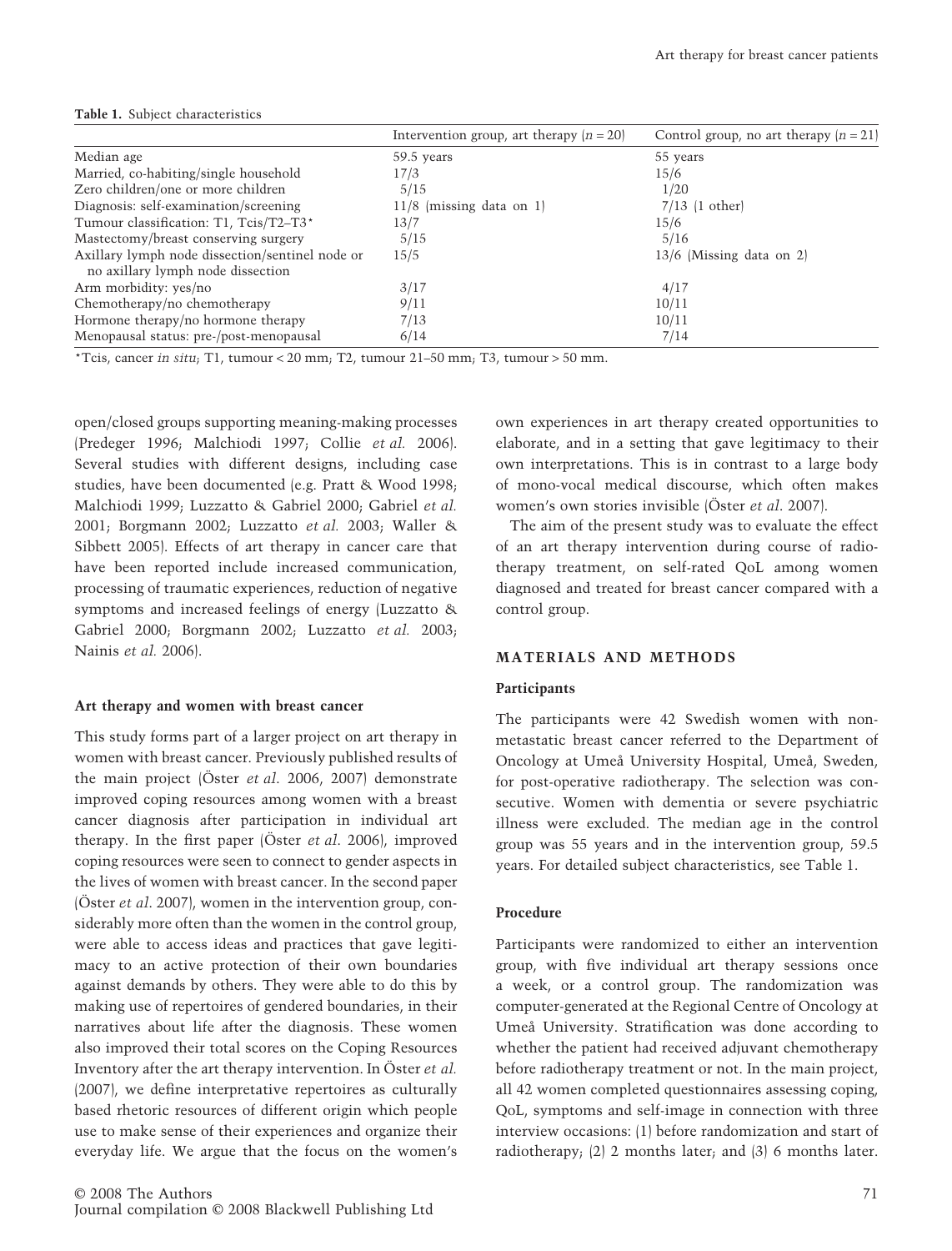**Table 1.** Subject characteristics

| | Intervention group, art therapy ($n = 20$) | Control group, no art therapy ($n = 21$) |
|---|---|---|
| Median age | 59.5 years | 55 years |
| Married, co-habiting/single household | 17/3 | 15/6 |
| Zero children/one or more children | 5/15 | 1/20 |
| Diagnosis: self-examination/screening | 11/8 (missing data on 1) | 7/13 (1 other) |
| Tumour classification: T1, Tcis/T2–T3* | 13/7 | 15/6 |
| Mastectomy/breast conserving surgery | 5/15 | 5/16 |
| Axillary lymph node dissection/sentinel node or no axillary lymph node dissection | 15/5 | 13/6 (Missing data on 2) |
| Arm morbidity: yes/no | 3/17 | 4/17 |
| Chemotherapy/no chemotherapy | 9/11 | 10/11 |
| Hormone therapy/no hormone therapy | 7/13 | 10/11 |
| Menopausal status: pre-/post-menopausal | 6/14 | 7/14 |

*Tcis, cancer *in situ*; T1, tumour < 20 mm; T2, tumour 21–50 mm; T3, tumour > 50 mm.

open/closed groups supporting meaning-making processes (Predeger 1996; Malchiodi 1997; Collie *et al.* 2006). Several studies with different designs, including case studies, have been documented (e.g. Pratt & Wood 1998; Malchiodi 1999; Luzzatto & Gabriel 2000; Gabriel *et al.* 2001; Borgmann 2002; Luzzatto *et al.* 2003; Waller & Sibbett 2005). Effects of art therapy in cancer care that have been reported include increased communication, processing of traumatic experiences, reduction of negative symptoms and increased feelings of energy (Luzzatto & Gabriel 2000; Borgmann 2002; Luzzatto *et al.* 2003; Nainis *et al.* 2006).

### Art therapy and women with breast cancer

This study forms part of a larger project on art therapy in women with breast cancer. Previously published results of the main project (Öster *et al*. 2006, 2007) demonstrate improved coping resources among women with a breast cancer diagnosis after participation in individual art therapy. In the first paper (Öster *et al*. 2006), improved coping resources were seen to connect to gender aspects in the lives of women with breast cancer. In the second paper (Öster *et al*. 2007), women in the intervention group, considerably more often than the women in the control group, were able to access ideas and practices that gave legitimacy to an active protection of their own boundaries against demands by others. They were able to do this by making use of repertoires of gendered boundaries, in their narratives about life after the diagnosis. These women also improved their total scores on the Coping Resources Inventory after the art therapy intervention. In Öster *et al.* (2007), we define interpretative repertoires as culturally based rhetoric resources of different origin which people use to make sense of their experiences and organize their everyday life. We argue that the focus on the women's own experiences in art therapy created opportunities to elaborate, and in a setting that gave legitimacy to their own interpretations. This is in contrast to a large body of mono-vocal medical discourse, which often makes women's own stories invisible (Öster *et al*. 2007).

The aim of the present study was to evaluate the effect of an art therapy intervention during course of radiotherapy treatment, on self-rated QoL among women diagnosed and treated for breast cancer compared with a control group.

## MATERIALS AND METHODS

### Participants

The participants were 42 Swedish women with non-metastatic breast cancer referred to the Department of Oncology at Umeå University Hospital, Umeå, Sweden, for post-operative radiotherapy. The selection was consecutive. Women with dementia or severe psychiatric illness were excluded. The median age in the control group was 55 years and in the intervention group, 59.5 years. For detailed subject characteristics, see Table 1.

### Procedure

Participants were randomized to either an intervention group, with five individual art therapy sessions once a week, or a control group. The randomization was computer-generated at the Regional Centre of Oncology at Umeå University. Stratification was done according to whether the patient had received adjuvant chemotherapy before radiotherapy treatment or not. In the main project, all 42 women completed questionnaires assessing coping, QoL, symptoms and self-image in connection with three interview occasions: (1) before randomization and start of radiotherapy; (2) 2 months later; and (3) 6 months later.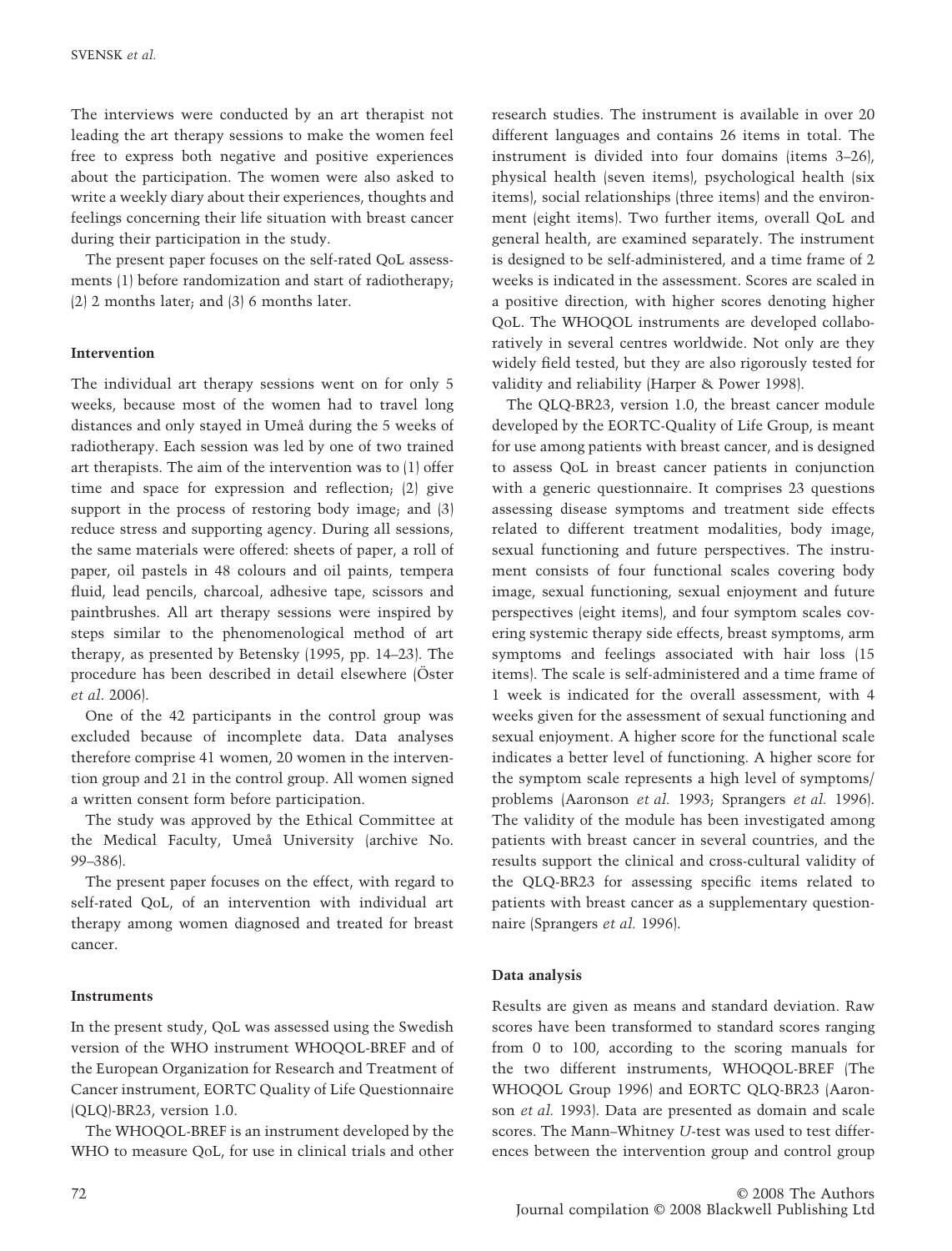The interviews were conducted by an art therapist not leading the art therapy sessions to make the women feel free to express both negative and positive experiences about the participation. The women were also asked to write a weekly diary about their experiences, thoughts and feelings concerning their life situation with breast cancer during their participation in the study.

The present paper focuses on the self-rated QoL assessments (1) before randomization and start of radiotherapy; (2) 2 months later; and (3) 6 months later.

### Intervention

The individual art therapy sessions went on for only 5 weeks, because most of the women had to travel long distances and only stayed in Umeå during the 5 weeks of radiotherapy. Each session was led by one of two trained art therapists. The aim of the intervention was to (1) offer time and space for expression and reflection; (2) give support in the process of restoring body image; and (3) reduce stress and supporting agency. During all sessions, the same materials were offered: sheets of paper, a roll of paper, oil pastels in 48 colours and oil paints, tempera fluid, lead pencils, charcoal, adhesive tape, scissors and paintbrushes. All art therapy sessions were inspired by steps similar to the phenomenological method of art therapy, as presented by Betensky (1995, pp. 14–23). The procedure has been described in detail elsewhere (Öster *et al*. 2006).

One of the 42 participants in the control group was excluded because of incomplete data. Data analyses therefore comprise 41 women, 20 women in the intervention group and 21 in the control group. All women signed a written consent form before participation.

The study was approved by the Ethical Committee at the Medical Faculty, Umeå University (archive No. 99–386).

The present paper focuses on the effect, with regard to self-rated QoL, of an intervention with individual art therapy among women diagnosed and treated for breast cancer.

### Instruments

In the present study, QoL was assessed using the Swedish version of the WHO instrument WHOQOL-BREF and of the European Organization for Research and Treatment of Cancer instrument, EORTC Quality of Life Questionnaire (QLQ)-BR23, version 1.0.

The WHOQOL-BREF is an instrument developed by the WHO to measure QoL, for use in clinical trials and other research studies. The instrument is available in over 20 different languages and contains 26 items in total. The instrument is divided into four domains (items 3–26), physical health (seven items), psychological health (six items), social relationships (three items) and the environment (eight items). Two further items, overall QoL and general health, are examined separately. The instrument is designed to be self-administered, and a time frame of 2 weeks is indicated in the assessment. Scores are scaled in a positive direction, with higher scores denoting higher QoL. The WHOQOL instruments are developed collaboratively in several centres worldwide. Not only are they widely field tested, but they are also rigorously tested for validity and reliability (Harper & Power 1998).

The QLQ-BR23, version 1.0, the breast cancer module developed by the EORTC-Quality of Life Group, is meant for use among patients with breast cancer, and is designed to assess QoL in breast cancer patients in conjunction with a generic questionnaire. It comprises 23 questions assessing disease symptoms and treatment side effects related to different treatment modalities, body image, sexual functioning and future perspectives. The instrument consists of four functional scales covering body image, sexual functioning, sexual enjoyment and future perspectives (eight items), and four symptom scales covering systemic therapy side effects, breast symptoms, arm symptoms and feelings associated with hair loss (15 items). The scale is self-administered and a time frame of 1 week is indicated for the overall assessment, with 4 weeks given for the assessment of sexual functioning and sexual enjoyment. A higher score for the functional scale indicates a better level of functioning. A higher score for the symptom scale represents a high level of symptoms/problems (Aaronson *et al.* 1993; Sprangers *et al.* 1996). The validity of the module has been investigated among patients with breast cancer in several countries, and the results support the clinical and cross-cultural validity of the QLQ-BR23 for assessing specific items related to patients with breast cancer as a supplementary questionnaire (Sprangers *et al.* 1996).

### Data analysis

Results are given as means and standard deviation. Raw scores have been transformed to standard scores ranging from 0 to 100, according to the scoring manuals for the two different instruments, WHOQOL-BREF (The WHOQOL Group 1996) and EORTC QLQ-BR23 (Aaronson *et al.* 1993). Data are presented as domain and scale scores. The Mann–Whitney *U*-test was used to test differences between the intervention group and control group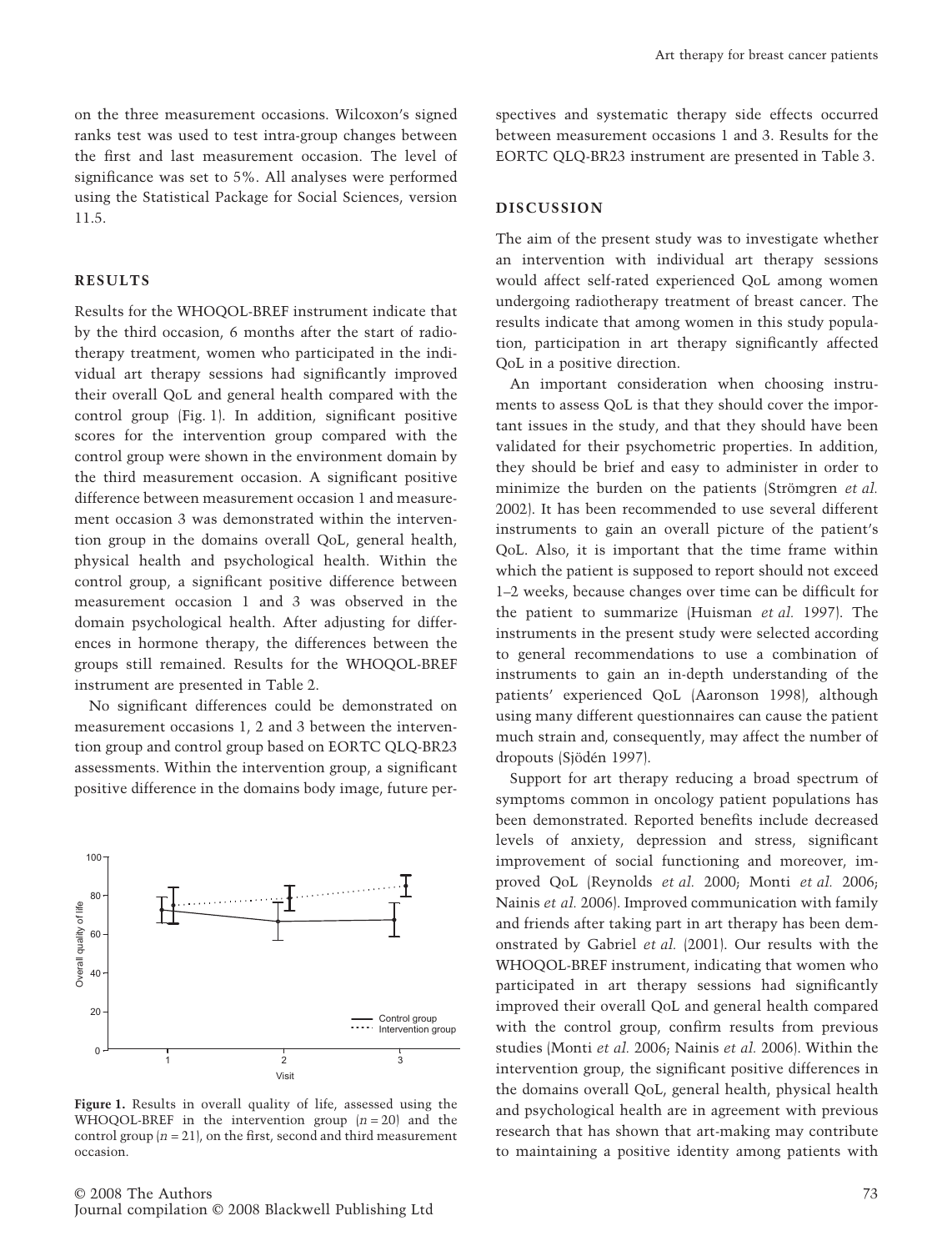on the three measurement occasions. Wilcoxon's signed ranks test was used to test intra-group changes between the first and last measurement occasion. The level of significance was set to 5%. All analyses were performed using the Statistical Package for Social Sciences, version 11.5.

## RESULTS

Results for the WHOQOL-BREF instrument indicate that by the third occasion, 6 months after the start of radiotherapy treatment, women who participated in the individual art therapy sessions had significantly improved their overall QoL and general health compared with the control group (Fig. 1). In addition, significant positive scores for the intervention group compared with the control group were shown in the environment domain by the third measurement occasion. A significant positive difference between measurement occasion 1 and measurement occasion 3 was demonstrated within the intervention group in the domains overall QoL, general health, physical health and psychological health. Within the control group, a significant positive difference between measurement occasion 1 and 3 was observed in the domain psychological health. After adjusting for differences in hormone therapy, the differences between the groups still remained. Results for the WHOQOL-BREF instrument are presented in Table 2.

No significant differences could be demonstrated on measurement occasions 1, 2 and 3 between the intervention group and control group based on EORTC QLQ-BR23 assessments. Within the intervention group, a significant positive difference in the domains body image, future perspectives and systematic therapy side effects occurred between measurement occasions 1 and 3. Results for the EORTC QLQ-BR23 instrument are presented in Table 3.

**Figure 1.** Results in overall quality of life, assessed using the WHOQOL-BREF in the intervention group ($n = 20$) and the control group ($n = 21$), on the first, second and third measurement occasion.

## DISCUSSION

The aim of the present study was to investigate whether an intervention with individual art therapy sessions would affect self-rated experienced QoL among women undergoing radiotherapy treatment of breast cancer. The results indicate that among women in this study population, participation in art therapy significantly affected QoL in a positive direction.

An important consideration when choosing instruments to assess QoL is that they should cover the important issues in the study, and that they should have been validated for their psychometric properties. In addition, they should be brief and easy to administer in order to minimize the burden on the patients (Strömgren *et al.* 2002). It has been recommended to use several different instruments to gain an overall picture of the patient's QoL. Also, it is important that the time frame within which the patient is supposed to report should not exceed 1–2 weeks, because changes over time can be difficult for the patient to summarize (Huisman *et al.* 1997). The instruments in the present study were selected according to general recommendations to use a combination of instruments to gain an in-depth understanding of the patients' experienced QoL (Aaronson 1998), although using many different questionnaires can cause the patient much strain and, consequently, may affect the number of dropouts (Sjödén 1997).

Support for art therapy reducing a broad spectrum of symptoms common in oncology patient populations has been demonstrated. Reported benefits include decreased levels of anxiety, depression and stress, significant improvement of social functioning and moreover, improved QoL (Reynolds *et al.* 2000; Monti *et al.* 2006; Nainis *et al.* 2006). Improved communication with family and friends after taking part in art therapy has been demonstrated by Gabriel *et al.* (2001). Our results with the WHOQOL-BREF instrument, indicating that women who participated in art therapy sessions had significantly improved their overall QoL and general health compared with the control group, confirm results from previous studies (Monti *et al.* 2006; Nainis *et al.* 2006). Within the intervention group, the significant positive differences in the domains overall QoL, general health, physical health and psychological health are in agreement with previous research that has shown that art-making may contribute to maintaining a positive identity among patients with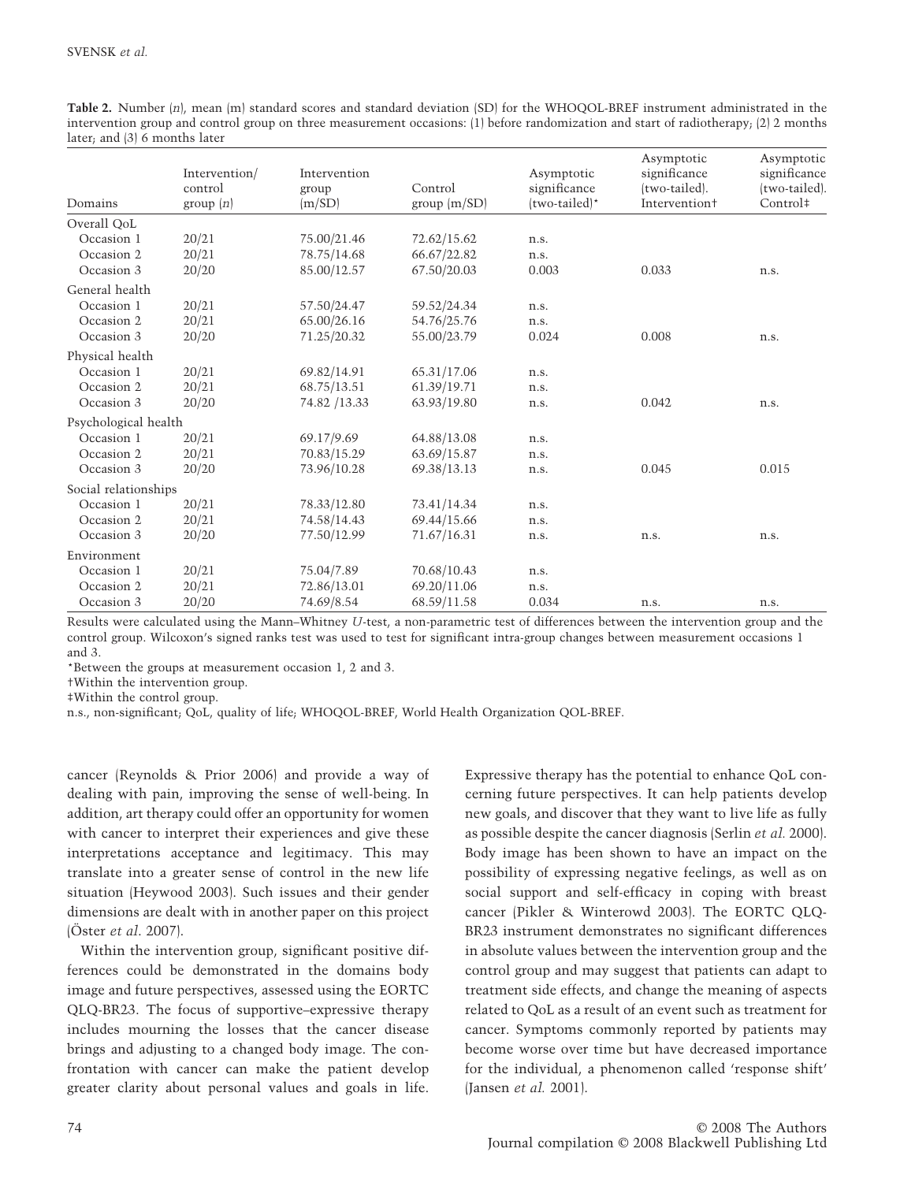**Table 2.** Number (*n*), mean (m) standard scores and standard deviation (SD) for the WHOQOL-BREF instrument administrated in the intervention group and control group on three measurement occasions: (1) before randomization and start of radiotherapy; (2) 2 months later; and (3) 6 months later

| Domains | Intervention/ control group (*n*) | Intervention group (m/SD) | Control group (m/SD) | Asymptotic significance (two-tailed)* | Asymptotic significance (two-tailed). Intervention† | Asymptotic significance (two-tailed). Control‡ |
|---|---|---|---|---|---|---|
| Overall QoL | | | | | | |
| Occasion 1 | 20/21 | 75.00/21.46 | 72.62/15.62 | n.s. | | |
| Occasion 2 | 20/21 | 78.75/14.68 | 66.67/22.82 | n.s. | | |
| Occasion 3 | 20/20 | 85.00/12.57 | 67.50/20.03 | 0.003 | 0.033 | n.s. |
| General health | | | | | | |
| Occasion 1 | 20/21 | 57.50/24.47 | 59.52/24.34 | n.s. | | |
| Occasion 2 | 20/21 | 65.00/26.16 | 54.76/25.76 | n.s. | | |
| Occasion 3 | 20/20 | 71.25/20.32 | 55.00/23.79 | 0.024 | 0.008 | n.s. |
| Physical health | | | | | | |
| Occasion 1 | 20/21 | 69.82/14.91 | 65.31/17.06 | n.s. | | |
| Occasion 2 | 20/21 | 68.75/13.51 | 61.39/19.71 | n.s. | | |
| Occasion 3 | 20/20 | 74.82 /13.33 | 63.93/19.80 | n.s. | 0.042 | n.s. |
| Psychological health | | | | | | |
| Occasion 1 | 20/21 | 69.17/9.69 | 64.88/13.08 | n.s. | | |
| Occasion 2 | 20/21 | 70.83/15.29 | 63.69/15.87 | n.s. | | |
| Occasion 3 | 20/20 | 73.96/10.28 | 69.38/13.13 | n.s. | 0.045 | 0.015 |
| Social relationships | | | | | | |
| Occasion 1 | 20/21 | 78.33/12.80 | 73.41/14.34 | n.s. | | |
| Occasion 2 | 20/21 | 74.58/14.43 | 69.44/15.66 | n.s. | | |
| Occasion 3 | 20/20 | 77.50/12.99 | 71.67/16.31 | n.s. | n.s. | n.s. |
| Environment | | | | | | |
| Occasion 1 | 20/21 | 75.04/7.89 | 70.68/10.43 | n.s. | | |
| Occasion 2 | 20/21 | 72.86/13.01 | 69.20/11.06 | n.s. | | |
| Occasion 3 | 20/20 | 74.69/8.54 | 68.59/11.58 | 0.034 | n.s. | n.s. |

Results were calculated using the Mann–Whitney *U*-test, a non-parametric test of differences between the intervention group and the control group. Wilcoxon's signed ranks test was used to test for significant intra-group changes between measurement occasions 1 and 3.

*Between the groups at measurement occasion 1, 2 and 3.

†Within the intervention group.

‡Within the control group.

n.s., non-significant; QoL, quality of life; WHOQOL-BREF, World Health Organization QOL-BREF.

cancer (Reynolds & Prior 2006) and provide a way of dealing with pain, improving the sense of well-being. In addition, art therapy could offer an opportunity for women with cancer to interpret their experiences and give these interpretations acceptance and legitimacy. This may translate into a greater sense of control in the new life situation (Heywood 2003). Such issues and their gender dimensions are dealt with in another paper on this project (Öster *et al.* 2007).

Within the intervention group, significant positive differences could be demonstrated in the domains body image and future perspectives, assessed using the EORTC QLQ-BR23. The focus of supportive–expressive therapy includes mourning the losses that the cancer disease brings and adjusting to a changed body image. The confrontation with cancer can make the patient develop greater clarity about personal values and goals in life. Expressive therapy has the potential to enhance QoL concerning future perspectives. It can help patients develop new goals, and discover that they want to live life as fully as possible despite the cancer diagnosis (Serlin *et al.* 2000). Body image has been shown to have an impact on the possibility of expressing negative feelings, as well as on social support and self-efficacy in coping with breast cancer (Pikler & Winterowd 2003). The EORTC QLQ-BR23 instrument demonstrates no significant differences in absolute values between the intervention group and the control group and may suggest that patients can adapt to treatment side effects, and change the meaning of aspects related to QoL as a result of an event such as treatment for cancer. Symptoms commonly reported by patients may become worse over time but have decreased importance for the individual, a phenomenon called 'response shift' (Jansen *et al.* 2001).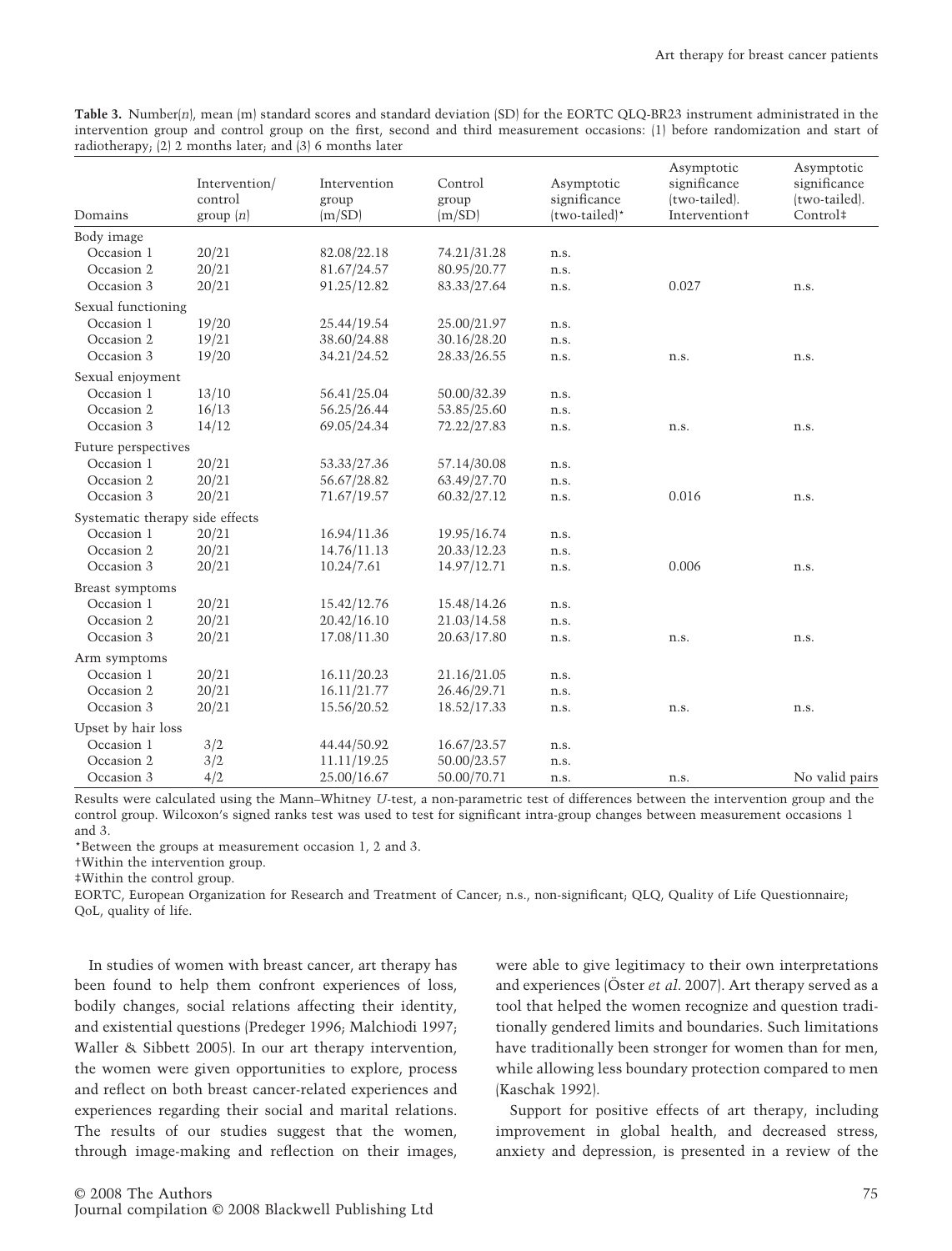**Table 3.** Number(*n*), mean (m) standard scores and standard deviation (SD) for the EORTC QLQ-BR23 instrument administrated in the intervention group and control group on the first, second and third measurement occasions: (1) before randomization and start of radiotherapy; (2) 2 months later; and (3) 6 months later

| Domains | Intervention/ control group (*n*) | Intervention group (m/SD) | Control group (m/SD) | Asymptotic significance (two-tailed)* | Asymptotic significance (two-tailed). Intervention† | Asymptotic significance (two-tailed). Control‡ |
|---|---|---|---|---|---|---|
| Body image | | | | | | |
| Occasion 1 | 20/21 | 82.08/22.18 | 74.21/31.28 | n.s. | | |
| Occasion 2 | 20/21 | 81.67/24.57 | 80.95/20.77 | n.s. | | |
| Occasion 3 | 20/21 | 91.25/12.82 | 83.33/27.64 | n.s. | 0.027 | n.s. |
| Sexual functioning | | | | | | |
| Occasion 1 | 19/20 | 25.44/19.54 | 25.00/21.97 | n.s. | | |
| Occasion 2 | 19/21 | 38.60/24.88 | 30.16/28.20 | n.s. | | |
| Occasion 3 | 19/20 | 34.21/24.52 | 28.33/26.55 | n.s. | n.s. | n.s. |
| Sexual enjoyment | | | | | | |
| Occasion 1 | 13/10 | 56.41/25.04 | 50.00/32.39 | n.s. | | |
| Occasion 2 | 16/13 | 56.25/26.44 | 53.85/25.60 | n.s. | | |
| Occasion 3 | 14/12 | 69.05/24.34 | 72.22/27.83 | n.s. | n.s. | n.s. |
| Future perspectives | | | | | | |
| Occasion 1 | 20/21 | 53.33/27.36 | 57.14/30.08 | n.s. | | |
| Occasion 2 | 20/21 | 56.67/28.82 | 63.49/27.70 | n.s. | | |
| Occasion 3 | 20/21 | 71.67/19.57 | 60.32/27.12 | n.s. | 0.016 | n.s. |
| Systematic therapy side effects | | | | | | |
| Occasion 1 | 20/21 | 16.94/11.36 | 19.95/16.74 | n.s. | | |
| Occasion 2 | 20/21 | 14.76/11.13 | 20.33/12.23 | n.s. | | |
| Occasion 3 | 20/21 | 10.24/7.61 | 14.97/12.71 | n.s. | 0.006 | n.s. |
| Breast symptoms | | | | | | |
| Occasion 1 | 20/21 | 15.42/12.76 | 15.48/14.26 | n.s. | | |
| Occasion 2 | 20/21 | 20.42/16.10 | 21.03/14.58 | n.s. | | |
| Occasion 3 | 20/21 | 17.08/11.30 | 20.63/17.80 | n.s. | n.s. | n.s. |
| Arm symptoms | | | | | | |
| Occasion 1 | 20/21 | 16.11/20.23 | 21.16/21.05 | n.s. | | |
| Occasion 2 | 20/21 | 16.11/21.77 | 26.46/29.71 | n.s. | | |
| Occasion 3 | 20/21 | 15.56/20.52 | 18.52/17.33 | n.s. | n.s. | n.s. |
| Upset by hair loss | | | | | | |
| Occasion 1 | 3/2 | 44.44/50.92 | 16.67/23.57 | n.s. | | |
| Occasion 2 | 3/2 | 11.11/19.25 | 50.00/23.57 | n.s. | | |
| Occasion 3 | 4/2 | 25.00/16.67 | 50.00/70.71 | n.s. | n.s. | No valid pairs |

Results were calculated using the Mann–Whitney *U*-test, a non-parametric test of differences between the intervention group and the control group. Wilcoxon's signed ranks test was used to test for significant intra-group changes between measurement occasions 1 and 3.

*Between the groups at measurement occasion 1, 2 and 3.

†Within the intervention group.

‡Within the control group.

EORTC, European Organization for Research and Treatment of Cancer; n.s., non-significant; QLQ, Quality of Life Questionnaire; QoL, quality of life.

In studies of women with breast cancer, art therapy has been found to help them confront experiences of loss, bodily changes, social relations affecting their identity, and existential questions (Predeger 1996; Malchiodi 1997; Waller & Sibbett 2005). In our art therapy intervention, the women were given opportunities to explore, process and reflect on both breast cancer-related experiences and experiences regarding their social and marital relations. The results of our studies suggest that the women, through image-making and reflection on their images, were able to give legitimacy to their own interpretations and experiences (Öster *et al*. 2007). Art therapy served as a tool that helped the women recognize and question traditionally gendered limits and boundaries. Such limitations have traditionally been stronger for women than for men, while allowing less boundary protection compared to men (Kaschak 1992).

Support for positive effects of art therapy, including improvement in global health, and decreased stress, anxiety and depression, is presented in a review of the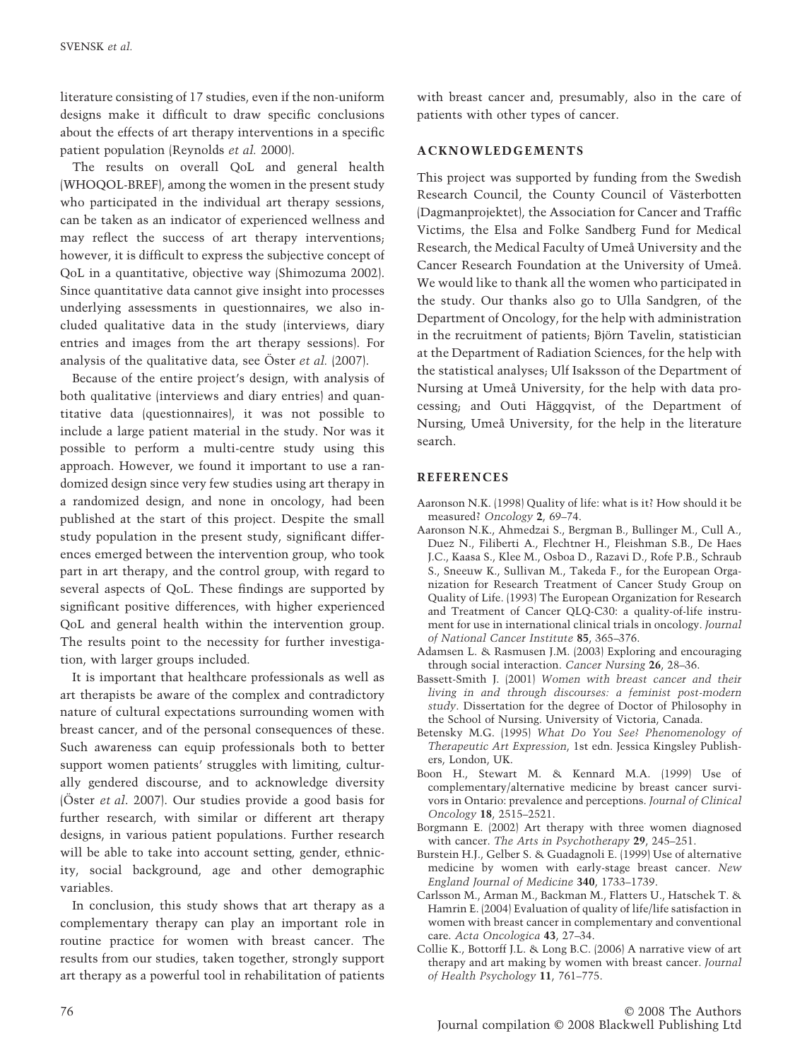literature consisting of 17 studies, even if the non-uniform designs make it difficult to draw specific conclusions about the effects of art therapy interventions in a specific patient population (Reynolds *et al.* 2000).

The results on overall QoL and general health (WHOQOL-BREF), among the women in the present study who participated in the individual art therapy sessions, can be taken as an indicator of experienced wellness and may reflect the success of art therapy interventions; however, it is difficult to express the subjective concept of QoL in a quantitative, objective way (Shimozuma 2002). Since quantitative data cannot give insight into processes underlying assessments in questionnaires, we also included qualitative data in the study (interviews, diary entries and images from the art therapy sessions). For analysis of the qualitative data, see Öster *et al.* (2007).

Because of the entire project's design, with analysis of both qualitative (interviews and diary entries) and quantitative data (questionnaires), it was not possible to include a large patient material in the study. Nor was it possible to perform a multi-centre study using this approach. However, we found it important to use a randomized design since very few studies using art therapy in a randomized design, and none in oncology, had been published at the start of this project. Despite the small study population in the present study, significant differences emerged between the intervention group, who took part in art therapy, and the control group, with regard to several aspects of QoL. These findings are supported by significant positive differences, with higher experienced QoL and general health within the intervention group. The results point to the necessity for further investigation, with larger groups included.

It is important that healthcare professionals as well as art therapists be aware of the complex and contradictory nature of cultural expectations surrounding women with breast cancer, and of the personal consequences of these. Such awareness can equip professionals both to better support women patients' struggles with limiting, culturally gendered discourse, and to acknowledge diversity (Öster *et al*. 2007). Our studies provide a good basis for further research, with similar or different art therapy designs, in various patient populations. Further research will be able to take into account setting, gender, ethnicity, social background, age and other demographic variables.

In conclusion, this study shows that art therapy as a complementary therapy can play an important role in routine practice for women with breast cancer. The results from our studies, taken together, strongly support art therapy as a powerful tool in rehabilitation of patients with breast cancer and, presumably, also in the care of patients with other types of cancer.

## ACKNOWLEDGEMENTS

This project was supported by funding from the Swedish Research Council, the County Council of Västerbotten (Dagmanprojektet), the Association for Cancer and Traffic Victims, the Elsa and Folke Sandberg Fund for Medical Research, the Medical Faculty of Umeå University and the Cancer Research Foundation at the University of Umeå. We would like to thank all the women who participated in the study. Our thanks also go to Ulla Sandgren, of the Department of Oncology, for the help with administration in the recruitment of patients; Björn Tavelin, statistician at the Department of Radiation Sciences, for the help with the statistical analyses; Ulf Isaksson of the Department of Nursing at Umeå University, for the help with data processing; and Outi Häggqvist, of the Department of Nursing, Umeå University, for the help in the literature search.

## REFERENCES

Aaronson N.K. (1998) Quality of life: what is it? How should it be measured? *Oncology* **2**, 69–74.

Aaronson N.K., Ahmedzai S., Bergman B., Bullinger M., Cull A., Duez N., Filiberti A., Flechtner H., Fleishman S.B., De Haes J.C., Kaasa S., Klee M., Osboa D., Razavi D., Rofe P.B., Schraub S., Sneeuw K., Sullivan M., Takeda F., for the European Organization for Research Treatment of Cancer Study Group on Quality of Life. (1993) The European Organization for Research and Treatment of Cancer QLQ-C30: a quality-of-life instrument for use in international clinical trials in oncology. *Journal of National Cancer Institute* **85**, 365–376.

Adamsen L. & Rasmusen J.M. (2003) Exploring and encouraging through social interaction. *Cancer Nursing* **26**, 28–36.

Bassett-Smith J. (2001) *Women with breast cancer and their living in and through discourses: a feminist post-modern study*. Dissertation for the degree of Doctor of Philosophy in the School of Nursing. University of Victoria, Canada.

Betensky M.G. (1995) *What Do You See? Phenomenology of Therapeutic Art Expression*, 1st edn. Jessica Kingsley Publishers, London, UK.

Boon H., Stewart M. & Kennard M.A. (1999) Use of complementary/alternative medicine by breast cancer survivors in Ontario: prevalence and perceptions. *Journal of Clinical Oncology* **18**, 2515–2521.

Borgmann E. (2002) Art therapy with three women diagnosed with cancer. *The Arts in Psychotherapy* **29**, 245–251.

Burstein H.J., Gelber S. & Guadagnoli E. (1999) Use of alternative medicine by women with early-stage breast cancer. *New England Journal of Medicine* **340**, 1733–1739.

Carlsson M., Arman M., Backman M., Flatters U., Hatschek T. & Hamrin E. (2004) Evaluation of quality of life/life satisfaction in women with breast cancer in complementary and conventional care. *Acta Oncologica* **43**, 27–34.

Collie K., Bottorff J.L. & Long B.C. (2006) A narrative view of art therapy and art making by women with breast cancer. *Journal of Health Psychology* **11**, 761–775.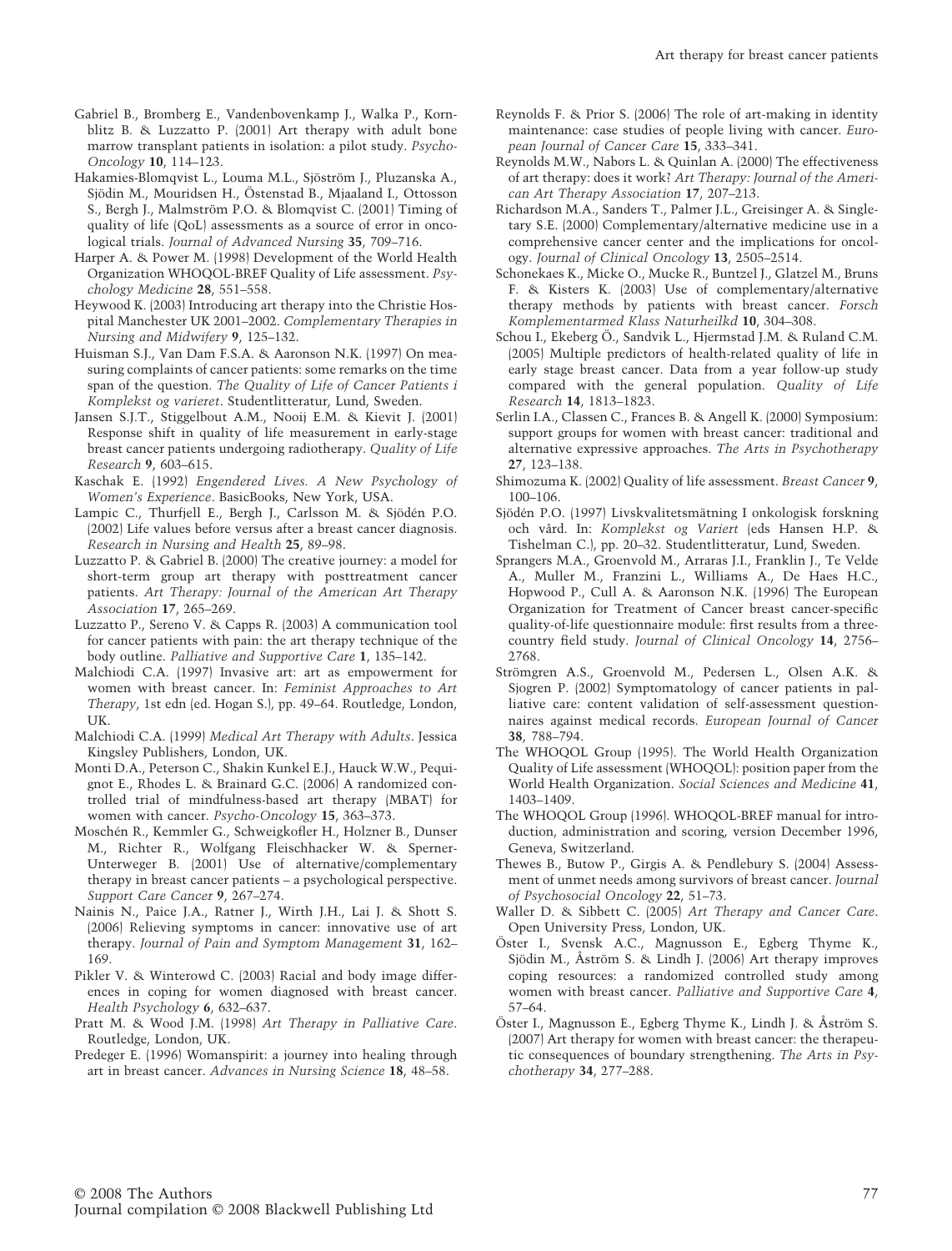Gabriel B., Bromberg E., Vandenbovenkamp J., Walka P., Kornblitz B. & Luzzatto P. (2001) Art therapy with adult bone marrow transplant patients in isolation: a pilot study. *Psycho-Oncology* **10**, 114–123.

Hakamies-Blomqvist L., Louma M.L., Sjöström J., Pluzanska A., Sjödin M., Mouridsen H., Östenstad B., Mjaaland I., Ottosson S., Bergh J., Malmström P.O. & Blomqvist C. (2001) Timing of quality of life (QoL) assessments as a source of error in oncological trials. *Journal of Advanced Nursing* **35**, 709–716.

Harper A. & Power M. (1998) Development of the World Health Organization WHOQOL-BREF Quality of Life assessment. *Psychology Medicine* **28**, 551–558.

Heywood K. (2003) Introducing art therapy into the Christie Hospital Manchester UK 2001–2002. *Complementary Therapies in Nursing and Midwifery* **9**, 125–132.

Huisman S.J., Van Dam F.S.A. & Aaronson N.K. (1997) On measuring complaints of cancer patients: some remarks on the time span of the question. *The Quality of Life of Cancer Patients i Komplekst og varieret*. Studentlitteratur, Lund, Sweden.

Jansen S.J.T., Stiggelbout A.M., Nooij E.M. & Kievit J. (2001) Response shift in quality of life measurement in early-stage breast cancer patients undergoing radiotherapy. *Quality of Life Research* **9**, 603–615.

Kaschak E. (1992) *Engendered Lives. A New Psychology of Women's Experience*. BasicBooks, New York, USA.

Lampic C., Thurfjell E., Bergh J., Carlsson M. & Sjödén P.O. (2002) Life values before versus after a breast cancer diagnosis. *Research in Nursing and Health* **25**, 89–98.

Luzzatto P. & Gabriel B. (2000) The creative journey: a model for short-term group art therapy with posttreatment cancer patients. *Art Therapy: Journal of the American Art Therapy Association* **17**, 265–269.

Luzzatto P., Sereno V. & Capps R. (2003) A communication tool for cancer patients with pain: the art therapy technique of the body outline. *Palliative and Supportive Care* **1**, 135–142.

Malchiodi C.A. (1997) Invasive art: art as empowerment for women with breast cancer. In: *Feminist Approaches to Art Therapy*, 1st edn (ed. Hogan S.), pp. 49–64. Routledge, London, UK.

Malchiodi C.A. (1999) *Medical Art Therapy with Adults*. Jessica Kingsley Publishers, London, UK.

Monti D.A., Peterson C., Shakin Kunkel E.J., Hauck W.W., Pequignot E., Rhodes L. & Brainard G.C. (2006) A randomized controlled trial of mindfulness-based art therapy (MBAT) for women with cancer. *Psycho-Oncology* **15**, 363–373.

Moschén R., Kemmler G., Schweigkofler H., Holzner B., Dunser M., Richter R., Wolfgang Fleischhacker W. & Sperner-Unterweger B. (2001) Use of alternative/complementary therapy in breast cancer patients – a psychological perspective. *Support Care Cancer* **9**, 267–274.

Nainis N., Paice J.A., Ratner J., Wirth J.H., Lai J. & Shott S. (2006) Relieving symptoms in cancer: innovative use of art therapy. *Journal of Pain and Symptom Management* **31**, 162–169.

Pikler V. & Winterowd C. (2003) Racial and body image differences in coping for women diagnosed with breast cancer. *Health Psychology* **6**, 632–637.

Pratt M. & Wood J.M. (1998) *Art Therapy in Palliative Care*. Routledge, London, UK.

Predeger E. (1996) Womanspirit: a journey into healing through art in breast cancer. *Advances in Nursing Science* **18**, 48–58.

Reynolds F. & Prior S. (2006) The role of art-making in identity maintenance: case studies of people living with cancer. *European Journal of Cancer Care* **15**, 333–341.

Reynolds M.W., Nabors L. & Quinlan A. (2000) The effectiveness of art therapy: does it work? *Art Therapy: Journal of the American Art Therapy Association* **17**, 207–213.

Richardson M.A., Sanders T., Palmer J.L., Greisinger A. & Singletary S.E. (2000) Complementary/alternative medicine use in a comprehensive cancer center and the implications for oncology. *Journal of Clinical Oncology* **13**, 2505–2514.

Schonekaes K., Micke O., Mucke R., Buntzel J., Glatzel M., Bruns F. & Kisters K. (2003) Use of complementary/alternative therapy methods by patients with breast cancer. *Forsch Komplementarmed Klass Naturheilkd* **10**, 304–308.

Schou I., Ekeberg Ö., Sandvik L., Hjermstad J.M. & Ruland C.M. (2005) Multiple predictors of health-related quality of life in early stage breast cancer. Data from a year follow-up study compared with the general population. *Quality of Life Research* **14**, 1813–1823.

Serlin I.A., Classen C., Frances B. & Angell K. (2000) Symposium: support groups for women with breast cancer: traditional and alternative expressive approaches. *The Arts in Psychotherapy* **27**, 123–138.

Shimozuma K. (2002) Quality of life assessment. *Breast Cancer* **9**, 100–106.

Sjödén P.O. (1997) Livskvalitetsmätning I onkologisk forskning och vård. In: *Komplekst og Variert* (eds Hansen H.P. & Tishelman C.), pp. 20–32. Studentlitteratur, Lund, Sweden.

Sprangers M.A., Groenvold M., Arraras J.I., Franklin J., Te Velde A., Muller M., Franzini L., Williams A., De Haes H.C., Hopwood P., Cull A. & Aaronson N.K. (1996) The European Organization for Treatment of Cancer breast cancer-specific quality-of-life questionnaire module: first results from a three-country field study. *Journal of Clinical Oncology* **14**, 2756–2768.

Strömgren A.S., Groenvold M., Pedersen L., Olsen A.K. & Sjogren P. (2002) Symptomatology of cancer patients in palliative care: content validation of self-assessment questionnaires against medical records. *European Journal of Cancer* **38**, 788–794.

The WHOQOL Group (1995). The World Health Organization Quality of Life assessment (WHOQOL): position paper from the World Health Organization. *Social Sciences and Medicine* **41**, 1403–1409.

The WHOQOL Group (1996). WHOQOL-BREF manual for introduction, administration and scoring, version December 1996, Geneva, Switzerland.

Thewes B., Butow P., Girgis A. & Pendlebury S. (2004) Assessment of unmet needs among survivors of breast cancer. *Journal of Psychosocial Oncology* **22**, 51–73.

Waller D. & Sibbett C. (2005) *Art Therapy and Cancer Care*. Open University Press, London, UK.

Öster I., Svensk A.C., Magnusson E., Egberg Thyme K., Sjödin M., Åström S. & Lindh J. (2006) Art therapy improves coping resources: a randomized controlled study among women with breast cancer. *Palliative and Supportive Care* **4**, 57–64.

Öster I., Magnusson E., Egberg Thyme K., Lindh J. & Åström S. (2007) Art therapy for women with breast cancer: the therapeutic consequences of boundary strengthening. *The Arts in Psychotherapy* **34**, 277–288.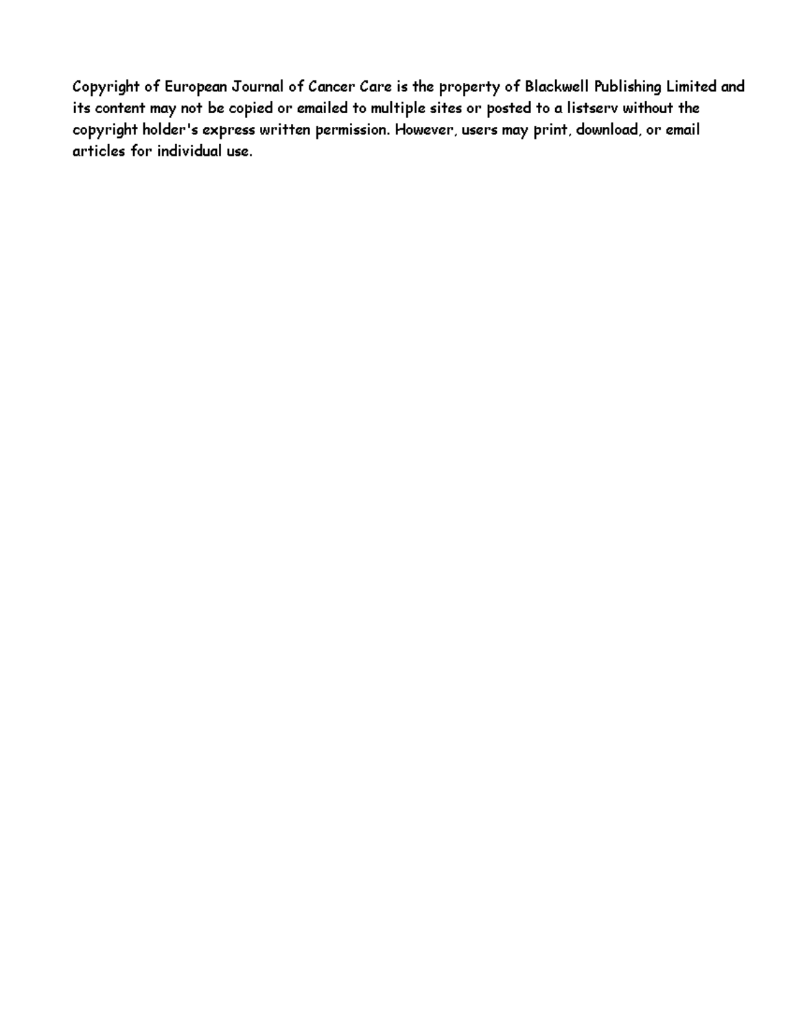Copyright of European Journal of Cancer Care is the property of Blackwell Publishing Limited and its content may not be copied or emailed to multiple sites or posted to a listserv without the copyright holder's express written permission. However, users may print, download, or email articles for individual use.